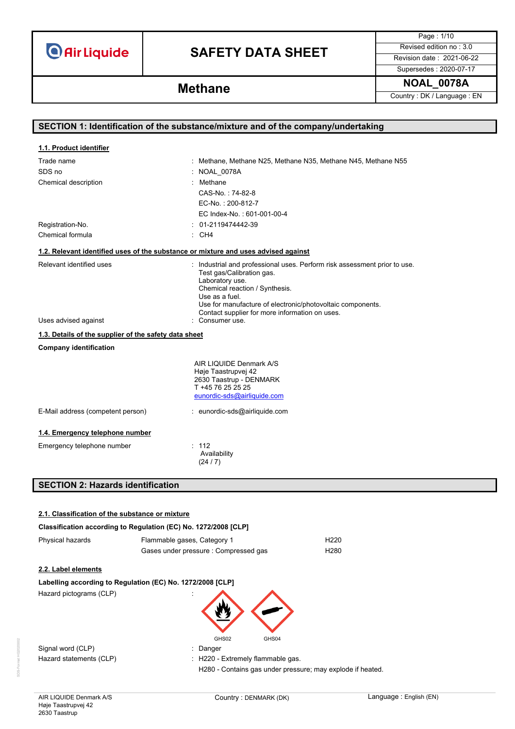# SAFETY DATA SHEET

**Methane**

| Page : 1/10 |
|---|
| Revised edition no : 3.0 |
| Revision date : 2021-06-22 |
| Supersedes : 2020-07-17 |
| **NOAL_0078A** |
| Country : DK / Language : EN |

## SECTION 1: Identification of the substance/mixture and of the company/undertaking

### 1.1. Product identifier

| | |
|---|---|
| Trade name | : Methane, Methane N25, Methane N35, Methane N45, Methane N55 |
| SDS no | : NOAL_0078A |
| Chemical description | : Methane<br>CAS-No. : 74-82-8<br>EC-No. : 200-812-7<br>EC Index-No. : 601-001-00-4 |
| Registration-No. | : 01-2119474442-39 |
| Chemical formula | : $CH_4$ |

### 1.2. Relevant identified uses of the substance or mixture and uses advised against

| | |
|---|---|
| Relevant identified uses | : Industrial and professional uses. Perform risk assessment prior to use.<br>Test gas/Calibration gas.<br>Laboratory use.<br>Chemical reaction / Synthesis.<br>Use as a fuel.<br>Use for manufacture of electronic/photovoltaic components.<br>Contact supplier for more information on uses. |
| Uses advised against | : Consumer use. |

### 1.3. Details of the supplier of the safety data sheet

**Company identification**

AIR LIQUIDE Denmark A/S
Høje Taastrupvej 42
2630 Taastrup - DENMARK
T +45 76 25 25 25
eunordic-sds@airliquide.com

| | |
|---|---|
| E-Mail address (competent person) | : eunordic-sds@airliquide.com |

### 1.4. Emergency telephone number

| | |
|---|---|
| Emergency telephone number | : 112<br>Availability<br>(24 / 7) |

## SECTION 2: Hazards identification

### 2.1. Classification of the substance or mixture

**Classification according to Regulation (EC) No. 1272/2008 [CLP]**

| | | |
|---|---|---|
| Physical hazards | Flammable gases, Category 1 | H220 |
| | Gases under pressure : Compressed gas | H280 |

### 2.2. Label elements

**Labelling according to Regulation (EC) No. 1272/2008 [CLP]**

| | |
|---|---|
| Hazard pictograms (CLP) | : GHS02, GHS04 |
| Signal word (CLP) | : Danger |
| Hazard statements (CLP) | : H220 - Extremely flammable gas.<br>H280 - Contains gas under pressure; may explode if heated. |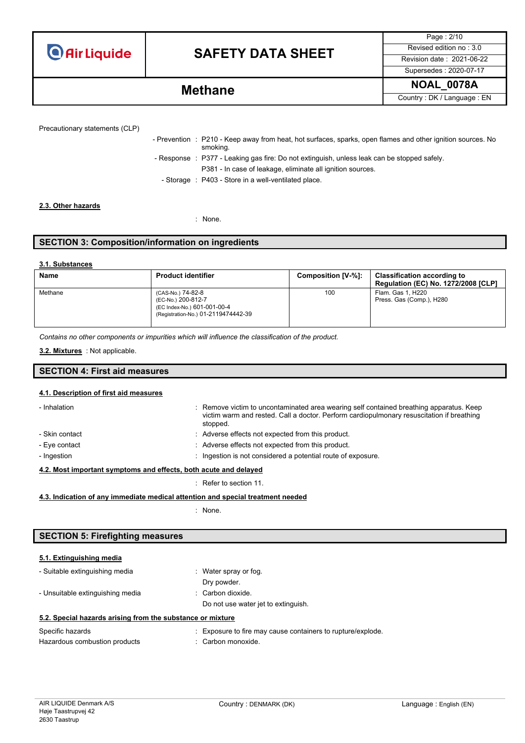Precautionary statements (CLP)

- Prevention : P210 - Keep away from heat, hot surfaces, sparks, open flames and other ignition sources. No smoking.
- Response : P377 - Leaking gas fire: Do not extinguish, unless leak can be stopped safely.
  P381 - In case of leakage, eliminate all ignition sources.
- Storage : P403 - Store in a well-ventilated place.

### 2.3. Other hazards

: None.

## SECTION 3: Composition/information on ingredients

### 3.1. Substances

| Name | Product identifier | Composition [V-%]: | Classification according to Regulation (EC) No. 1272/2008 [CLP] |
|---|---|---|---|
| Methane | (CAS-No.) 74-82-8<br>(EC-No.) 200-812-7<br>(EC Index-No.) 601-001-00-4<br>(Registration-No.) 01-2119474442-39 | 100 | Flam. Gas 1, H220<br>Press. Gas (Comp.), H280 |

*Contains no other components or impurities which will influence the classification of the product.*

**3.2. Mixtures** : Not applicable.

## SECTION 4: First aid measures

### 4.1. Description of first aid measures

- Inhalation : Remove victim to uncontaminated area wearing self contained breathing apparatus. Keep victim warm and rested. Call a doctor. Perform cardiopulmonary resuscitation if breathing stopped.
- Skin contact : Adverse effects not expected from this product.
- Eye contact : Adverse effects not expected from this product.
- Ingestion : Ingestion is not considered a potential route of exposure.

### 4.2. Most important symptoms and effects, both acute and delayed

: Refer to section 11.

### 4.3. Indication of any immediate medical attention and special treatment needed

: None.

## SECTION 5: Firefighting measures

### 5.1. Extinguishing media

- Suitable extinguishing media : Water spray or fog.
  Dry powder.
- Unsuitable extinguishing media : Carbon dioxide.
  Do not use water jet to extinguish.

### 5.2. Special hazards arising from the substance or mixture

Specific hazards : Exposure to fire may cause containers to rupture/explode.

Hazardous combustion products : Carbon monoxide.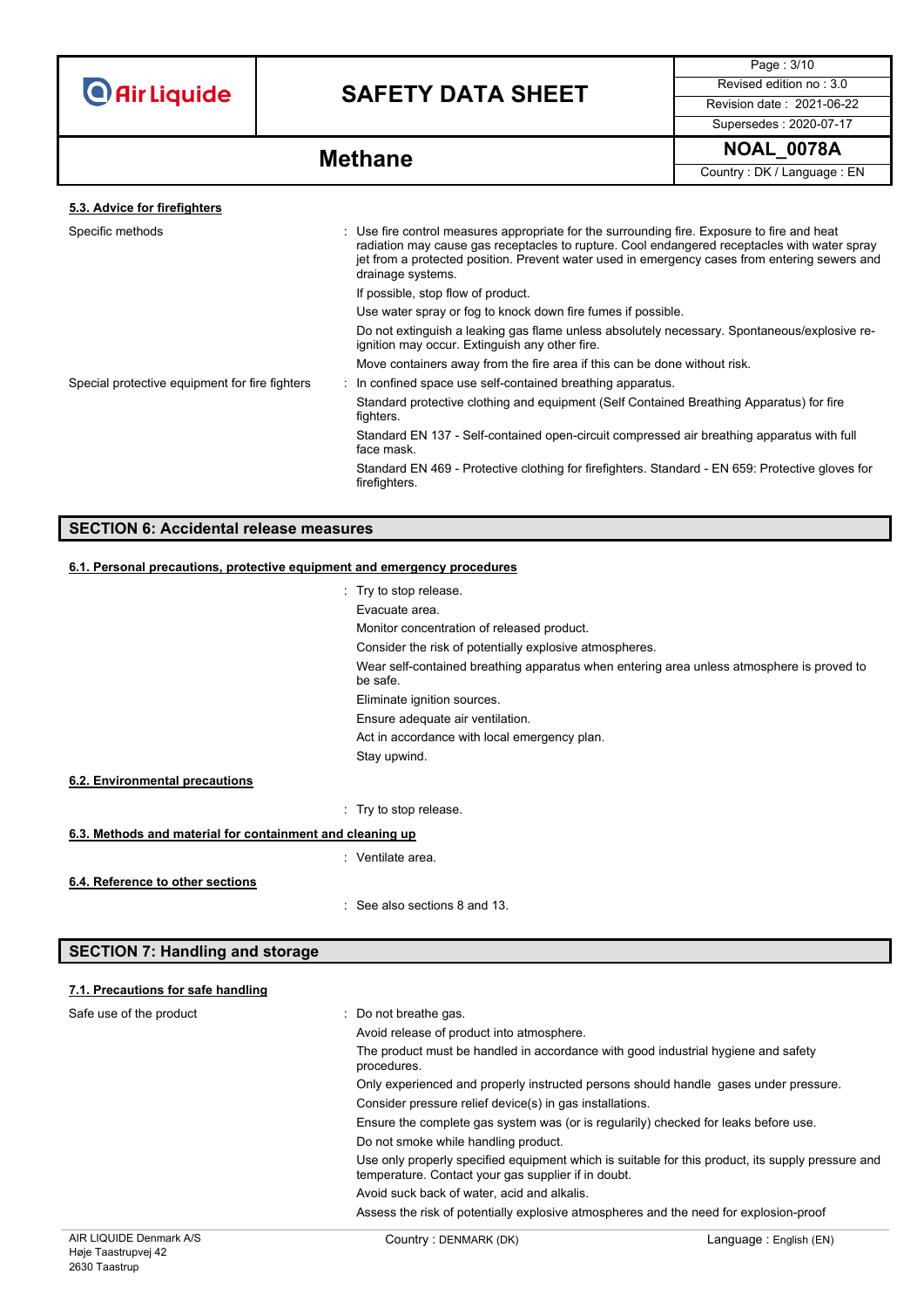#### 5.3. Advice for firefighters

Specific methods : Use fire control measures appropriate for the surrounding fire. Exposure to fire and heat radiation may cause gas receptacles to rupture. Cool endangered receptacles with water spray jet from a protected position. Prevent water used in emergency cases from entering sewers and drainage systems.

If possible, stop flow of product.

Use water spray or fog to knock down fire fumes if possible.

Do not extinguish a leaking gas flame unless absolutely necessary. Spontaneous/explosive re-ignition may occur. Extinguish any other fire.

Move containers away from the fire area if this can be done without risk.

Special protective equipment for fire fighters : In confined space use self-contained breathing apparatus.

Standard protective clothing and equipment (Self Contained Breathing Apparatus) for fire fighters.

Standard EN 137 - Self-contained open-circuit compressed air breathing apparatus with full face mask.

Standard EN 469 - Protective clothing for firefighters. Standard - EN 659: Protective gloves for firefighters.

## SECTION 6: Accidental release measures

#### 6.1. Personal precautions, protective equipment and emergency procedures

: Try to stop release.

Evacuate area.

Monitor concentration of released product.

Consider the risk of potentially explosive atmospheres.

Wear self-contained breathing apparatus when entering area unless atmosphere is proved to be safe.

Eliminate ignition sources.

Ensure adequate air ventilation.

Act in accordance with local emergency plan.

Stay upwind.

#### 6.2. Environmental precautions

: Try to stop release.

#### 6.3. Methods and material for containment and cleaning up

: Ventilate area.

#### 6.4. Reference to other sections

: See also sections 8 and 13.

## SECTION 7: Handling and storage

#### 7.1. Precautions for safe handling

Safe use of the product : Do not breathe gas.

Avoid release of product into atmosphere.

The product must be handled in accordance with good industrial hygiene and safety procedures.

Only experienced and properly instructed persons should handle gases under pressure.

Consider pressure relief device(s) in gas installations.

Ensure the complete gas system was (or is regularily) checked for leaks before use.

Do not smoke while handling product.

Use only properly specified equipment which is suitable for this product, its supply pressure and temperature. Contact your gas supplier if in doubt.

Avoid suck back of water, acid and alkalis.

Assess the risk of potentially explosive atmospheres and the need for explosion-proof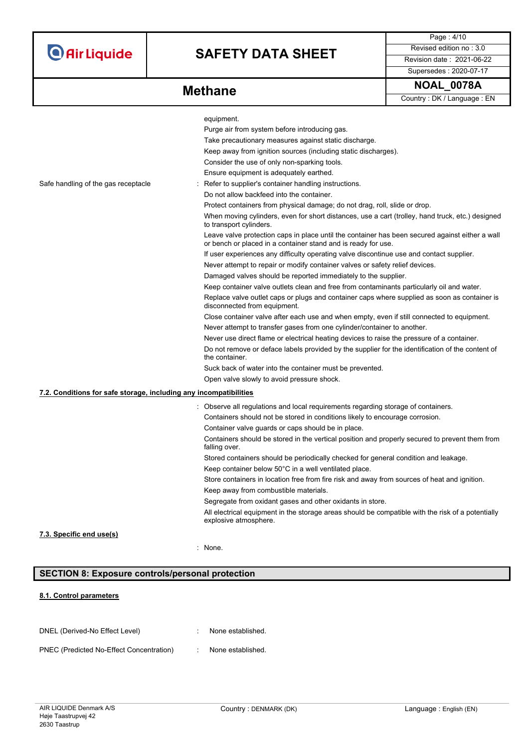equipment.
Purge air from system before introducing gas.
Take precautionary measures against static discharge.
Keep away from ignition sources (including static discharges).
Consider the use of only non-sparking tools.
Ensure equipment is adequately earthed.

Safe handling of the gas receptacle : Refer to supplier's container handling instructions.
Do not allow backfeed into the container.
Protect containers from physical damage; do not drag, roll, slide or drop.
When moving cylinders, even for short distances, use a cart (trolley, hand truck, etc.) designed to transport cylinders.
Leave valve protection caps in place until the container has been secured against either a wall or bench or placed in a container stand and is ready for use.
If user experiences any difficulty operating valve discontinue use and contact supplier.
Never attempt to repair or modify container valves or safety relief devices.
Damaged valves should be reported immediately to the supplier.
Keep container valve outlets clean and free from contaminants particularly oil and water.
Replace valve outlet caps or plugs and container caps where supplied as soon as container is disconnected from equipment.
Close container valve after each use and when empty, even if still connected to equipment.
Never attempt to transfer gases from one cylinder/container to another.
Never use direct flame or electrical heating devices to raise the pressure of a container.
Do not remove or deface labels provided by the supplier for the identification of the content of the container.
Suck back of water into the container must be prevented.
Open valve slowly to avoid pressure shock.

### 7.2. Conditions for safe storage, including any incompatibilities

: Observe all regulations and local requirements regarding storage of containers.
Containers should not be stored in conditions likely to encourage corrosion.
Container valve guards or caps should be in place.
Containers should be stored in the vertical position and properly secured to prevent them from falling over.
Stored containers should be periodically checked for general condition and leakage.
Keep container below 50°C in a well ventilated place.
Store containers in location free from fire risk and away from sources of heat and ignition.
Keep away from combustible materials.
Segregate from oxidant gases and other oxidants in store.
All electrical equipment in the storage areas should be compatible with the risk of a potentially explosive atmosphere.

### 7.3. Specific end use(s)

: None.

## SECTION 8: Exposure controls/personal protection

### 8.1. Control parameters

DNEL (Derived-No Effect Level) : None established.

PNEC (Predicted No-Effect Concentration) : None established.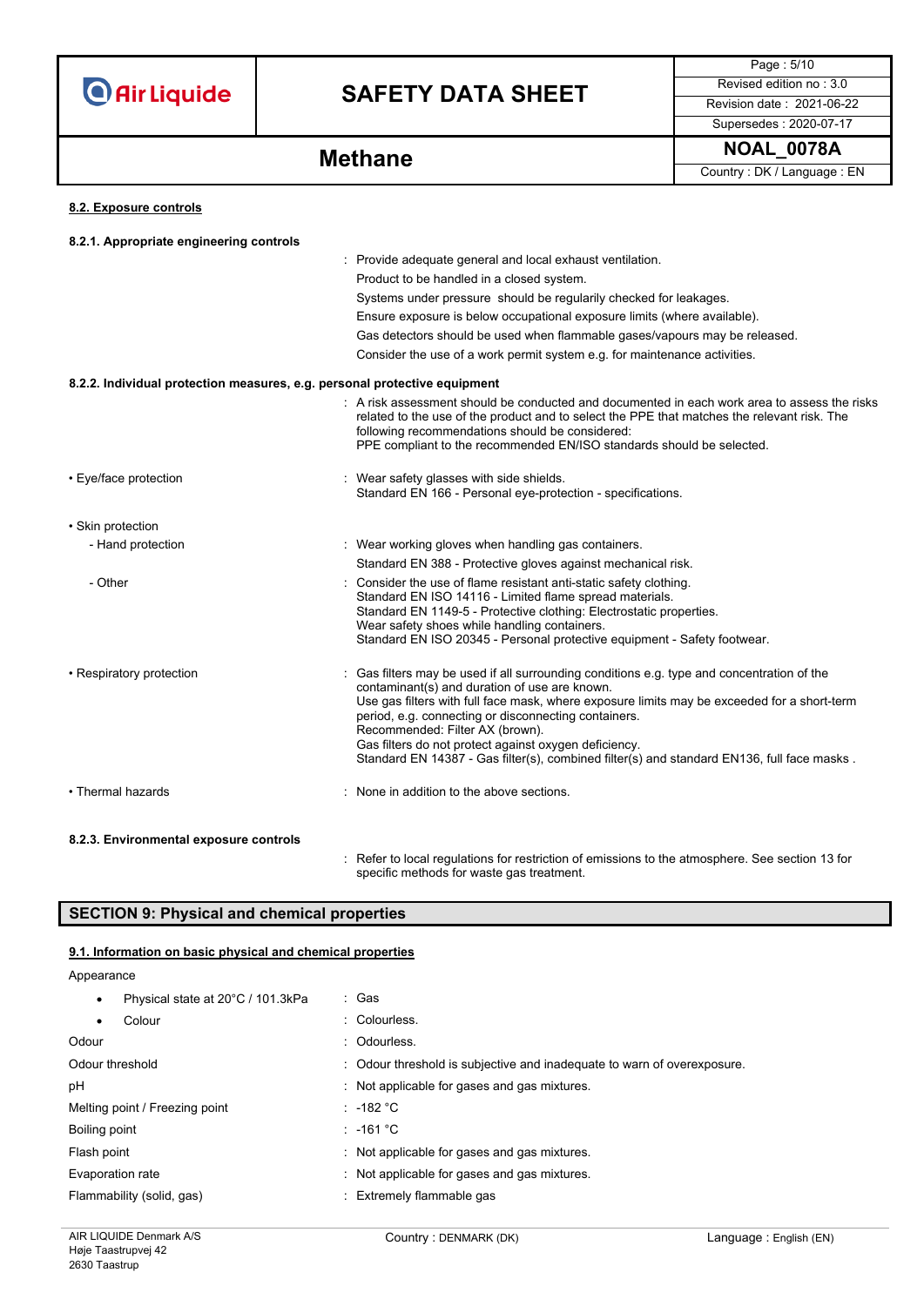#### 8.2. Exposure controls

##### 8.2.1. Appropriate engineering controls

: Provide adequate general and local exhaust ventilation.
Product to be handled in a closed system.
Systems under pressure should be regularly checked for leakages.
Ensure exposure is below occupational exposure limits (where available).
Gas detectors should be used when flammable gases/vapours may be released.
Consider the use of a work permit system e.g. for maintenance activities.

##### 8.2.2. Individual protection measures, e.g. personal protective equipment

: A risk assessment should be conducted and documented in each work area to assess the risks related to the use of the product and to select the PPE that matches the relevant risk. The following recommendations should be considered:
PPE compliant to the recommended EN/ISO standards should be selected.

- Eye/face protection : Wear safety glasses with side shields.
Standard EN 166 - Personal eye-protection - specifications.

- Skin protection
  - Hand protection : Wear working gloves when handling gas containers.
  Standard EN 388 - Protective gloves against mechanical risk.
  - Other : Consider the use of flame resistant anti-static safety clothing.
  Standard EN ISO 14116 - Limited flame spread materials.
  Standard EN 1149-5 - Protective clothing: Electrostatic properties.
  Wear safety shoes while handling containers.
  Standard EN ISO 20345 - Personal protective equipment - Safety footwear.

- Respiratory protection : Gas filters may be used if all surrounding conditions e.g. type and concentration of the contaminant(s) and duration of use are known.
Use gas filters with full face mask, where exposure limits may be exceeded for a short-term period, e.g. connecting or disconnecting containers.
Recommended: Filter AX (brown).
Gas filters do not protect against oxygen deficiency.
Standard EN 14387 - Gas filter(s), combined filter(s) and standard EN136, full face masks .

- Thermal hazards : None in addition to the above sections.

##### 8.2.3. Environmental exposure controls

: Refer to local regulations for restriction of emissions to the atmosphere. See section 13 for specific methods for waste gas treatment.

## SECTION 9: Physical and chemical properties

#### 9.1. Information on basic physical and chemical properties

Appearance

- Physical state at 20°C / 101.3kPa : Gas
- Colour : Colourless.

Odour : Odourless.

Odour threshold : Odour threshold is subjective and inadequate to warn of overexposure.

pH : Not applicable for gases and gas mixtures.

Melting point / Freezing point : -182 °C

Boiling point : -161 °C

Flash point : Not applicable for gases and gas mixtures.

Evaporation rate : Not applicable for gases and gas mixtures.

Flammability (solid, gas) : Extremely flammable gas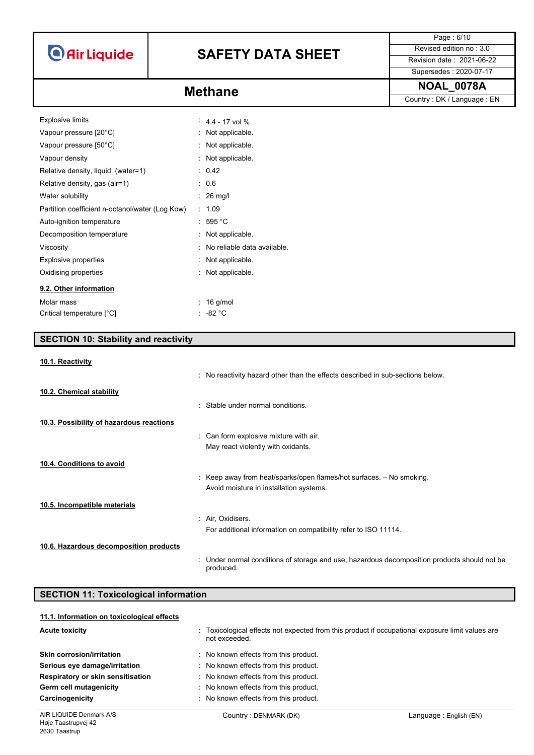| | |
|---|---|
| Explosive limits | : 4.4 - 17 vol % |
| Vapour pressure [20°C] | : Not applicable. |
| Vapour pressure [50°C] | : Not applicable. |
| Vapour density | : Not applicable. |
| Relative density, liquid (water=1) | : 0.42 |
| Relative density, gas (air=1) | : 0.6 |
| Water solubility | : 26 mg/l |
| Partition coefficient n-octanol/water (Log Kow) | : 1.09 |
| Auto-ignition temperature | : 595 °C |
| Decomposition temperature | : Not applicable. |
| Viscosity | : No reliable data available. |
| Explosive properties | : Not applicable. |
| Oxidising properties | : Not applicable. |

### 9.2. Other information

| | |
|---|---|
| Molar mass | : 16 g/mol |
| Critical temperature [°C] | : -82 °C |

## SECTION 10: Stability and reactivity

### 10.1. Reactivity

: No reactivity hazard other than the effects described in sub-sections below.

### 10.2. Chemical stability

: Stable under normal conditions.

### 10.3. Possibility of hazardous reactions

: Can form explosive mixture with air.
May react violently with oxidants.

### 10.4. Conditions to avoid

: Keep away from heat/sparks/open flames/hot surfaces. – No smoking.
Avoid moisture in installation systems.

### 10.5. Incompatible materials

: Air, Oxidisers.
For additional information on compatibility refer to ISO 11114.

### 10.6. Hazardous decomposition products

: Under normal conditions of storage and use, hazardous decomposition products should not be produced.

## SECTION 11: Toxicological information

### 11.1. Information on toxicological effects

| | |
|---|---|
| **Acute toxicity** | : Toxicological effects not expected from this product if occupational exposure limit values are not exceeded. |
| **Skin corrosion/irritation** | : No known effects from this product. |
| **Serious eye damage/irritation** | : No known effects from this product. |
| **Respiratory or skin sensitisation** | : No known effects from this product. |
| **Germ cell mutagenicity** | : No known effects from this product. |
| **Carcinogenicity** | : No known effects from this product. |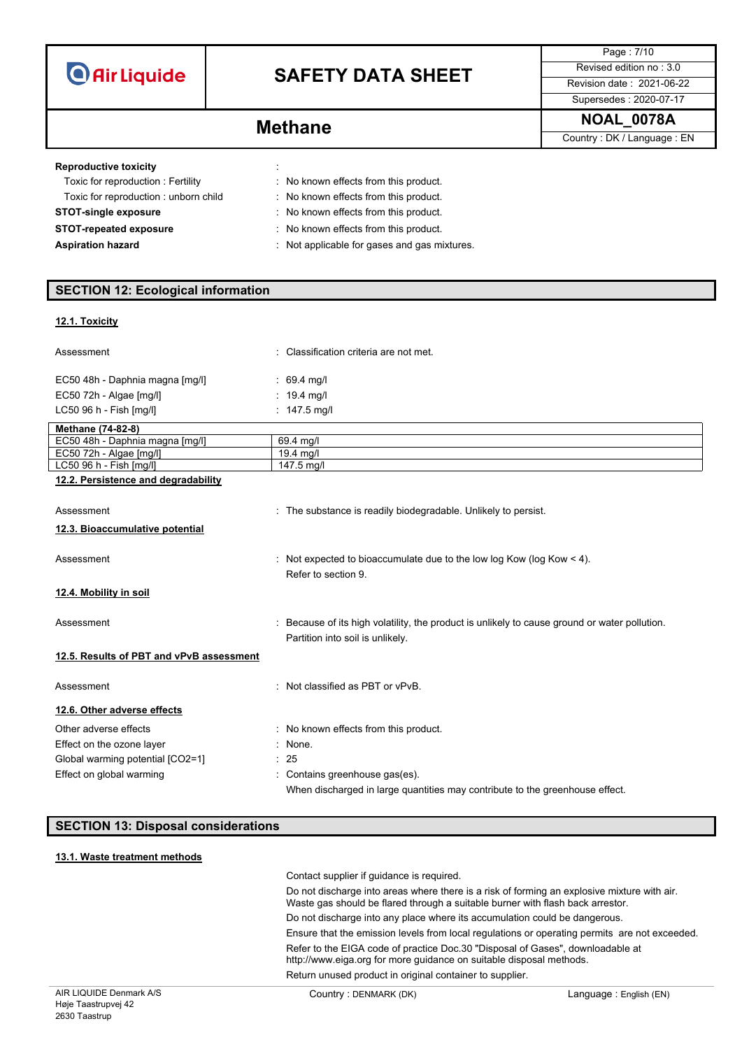**Reproductive toxicity** :

Toxic for reproduction : Fertility : No known effects from this product.

Toxic for reproduction : unborn child : No known effects from this product.

**STOT-single exposure** : No known effects from this product.

**STOT-repeated exposure** : No known effects from this product.

**Aspiration hazard** : Not applicable for gases and gas mixtures.

## SECTION 12: Ecological information

### 12.1. Toxicity

Assessment : Classification criteria are not met.

EC50 48h - Daphnia magna [mg/l] : 69.4 mg/l

EC50 72h - Algae [mg/l] : 19.4 mg/l

LC50 96 h - Fish [mg/l] : 147.5 mg/l

| Methane (74-82-8) | |
|---|---|
| EC50 48h - Daphnia magna [mg/l] | 69.4 mg/l |
| EC50 72h - Algae [mg/l] | 19.4 mg/l |
| LC50 96 h - Fish [mg/l] | 147.5 mg/l |

### 12.2. Persistence and degradability

Assessment : The substance is readily biodegradable. Unlikely to persist.

### 12.3. Bioaccumulative potential

Assessment : Not expected to bioaccumulate due to the low log Kow (log Kow < 4).
Refer to section 9.

### 12.4. Mobility in soil

Assessment : Because of its high volatility, the product is unlikely to cause ground or water pollution.
Partition into soil is unlikely.

### 12.5. Results of PBT and vPvB assessment

Assessment : Not classified as PBT or vPvB.

### 12.6. Other adverse effects

Other adverse effects : No known effects from this product.

Effect on the ozone layer : None.

Global warming potential [CO2=1] : 25

Effect on global warming : Contains greenhouse gas(es).
When discharged in large quantities may contribute to the greenhouse effect.

## SECTION 13: Disposal considerations

### 13.1. Waste treatment methods

Contact supplier if guidance is required.

Do not discharge into areas where there is a risk of forming an explosive mixture with air. Waste gas should be flared through a suitable burner with flash back arrestor.

Do not discharge into any place where its accumulation could be dangerous.

Ensure that the emission levels from local regulations or operating permits are not exceeded.

Refer to the EIGA code of practice Doc.30 "Disposal of Gases", downloadable at http://www.eiga.org for more guidance on suitable disposal methods.

Return unused product in original container to supplier.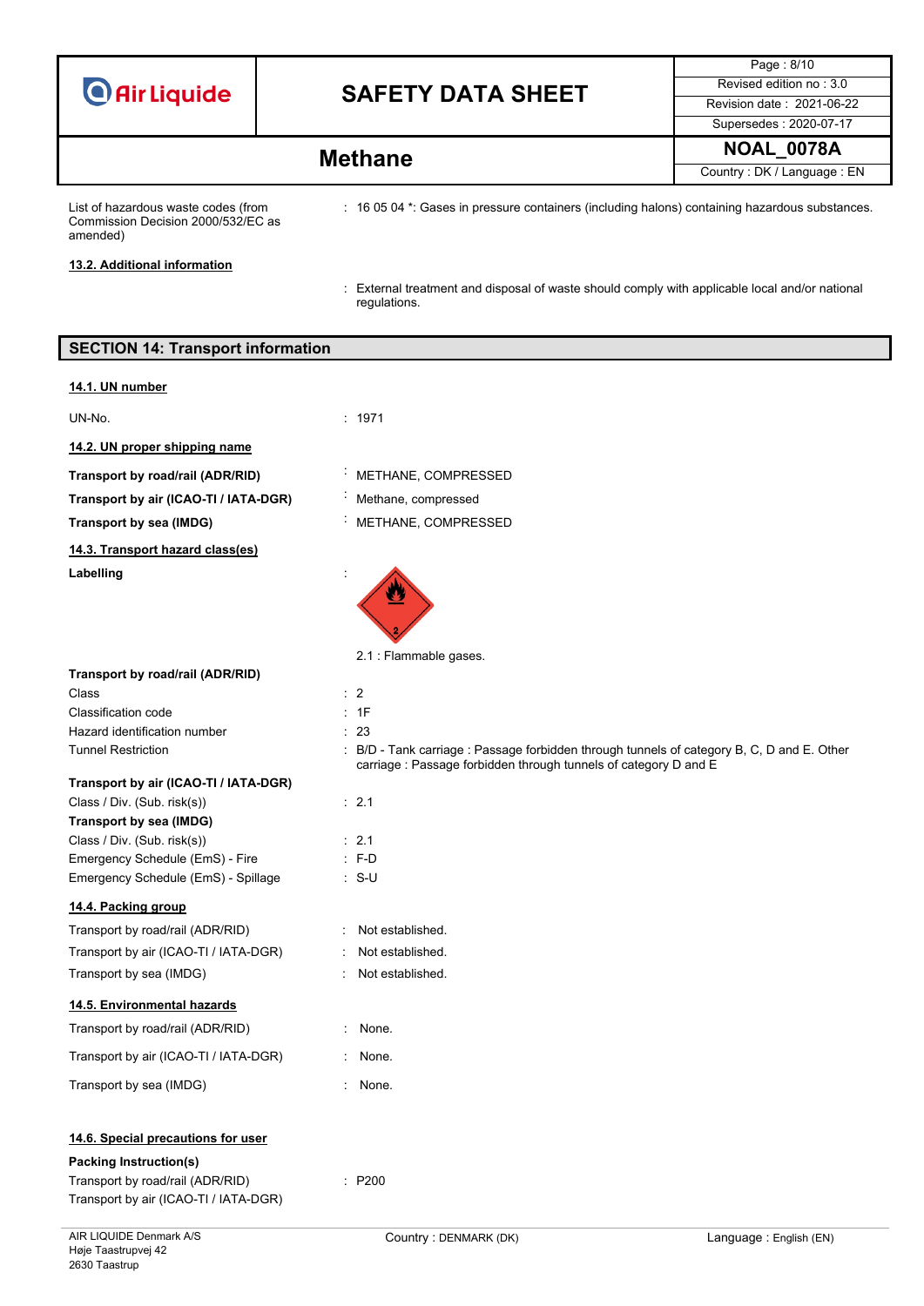List of hazardous waste codes (from Commission Decision 2000/532/EC as amended) : 16 05 04 *: Gases in pressure containers (including halons) containing hazardous substances.

**13.2. Additional information**

: External treatment and disposal of waste should comply with applicable local and/or national regulations.

## SECTION 14: Transport information

**14.1. UN number**

UN-No. : 1971

**14.2. UN proper shipping name**

**Transport by road/rail (ADR/RID)** : METHANE, COMPRESSED

**Transport by air (ICAO-TI / IATA-DGR)** : Methane, compressed

**Transport by sea (IMDG)** : METHANE, COMPRESSED

**14.3. Transport hazard class(es)**

**Labelling** :

2.1 : Flammable gases.

**Transport by road/rail (ADR/RID)**

Class : 2

Classification code : 1F

Hazard identification number : 23

Tunnel Restriction : B/D - Tank carriage : Passage forbidden through tunnels of category B, C, D and E. Other carriage : Passage forbidden through tunnels of category D and E

**Transport by air (ICAO-TI / IATA-DGR)**

Class / Div. (Sub. risk(s)) : 2.1

**Transport by sea (IMDG)**

Class / Div. (Sub. risk(s)) : 2.1

Emergency Schedule (EmS) - Fire : F-D

Emergency Schedule (EmS) - Spillage : S-U

**14.4. Packing group**

Transport by road/rail (ADR/RID) : Not established.

Transport by air (ICAO-TI / IATA-DGR) : Not established.

Transport by sea (IMDG) : Not established.

**14.5. Environmental hazards**

Transport by road/rail (ADR/RID) : None.

Transport by air (ICAO-TI / IATA-DGR) : None.

Transport by sea (IMDG) : None.

**14.6. Special precautions for user**

**Packing Instruction(s)**

Transport by road/rail (ADR/RID) : P200

Transport by air (ICAO-TI / IATA-DGR)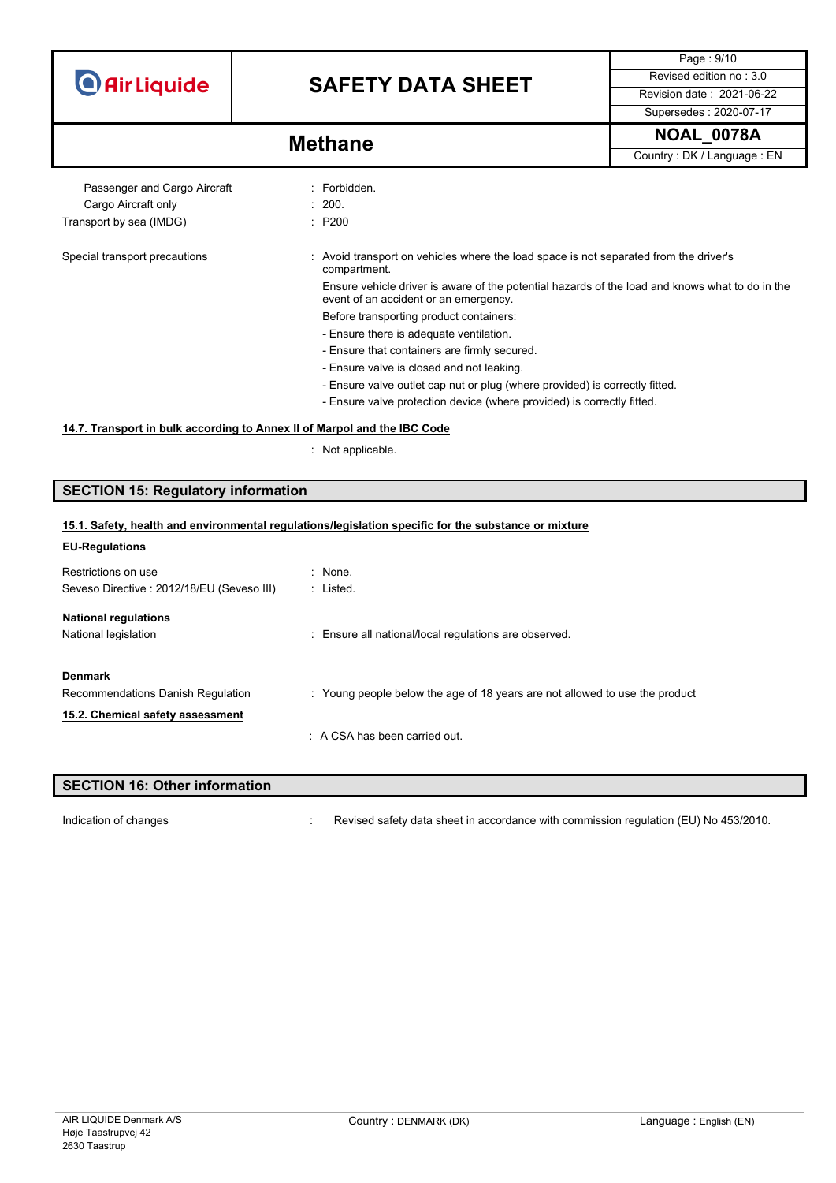| | |
|---|---|
| Passenger and Cargo Aircraft | : Forbidden. |
| Cargo Aircraft only | : 200. |
| Transport by sea (IMDG) | : P200 |

Special transport precautions : Avoid transport on vehicles where the load space is not separated from the driver's compartment.

Ensure vehicle driver is aware of the potential hazards of the load and knows what to do in the event of an accident or an emergency.

Before transporting product containers:

- Ensure there is adequate ventilation.
- Ensure that containers are firmly secured.
- Ensure valve is closed and not leaking.
- Ensure valve outlet cap nut or plug (where provided) is correctly fitted.
- Ensure valve protection device (where provided) is correctly fitted.

### 14.7. Transport in bulk according to Annex II of Marpol and the IBC Code

: Not applicable.

## SECTION 15: Regulatory information

### 15.1. Safety, health and environmental regulations/legislation specific for the substance or mixture

**EU-Regulations**

| | |
|---|---|
| Restrictions on use | : None. |
| Seveso Directive : 2012/18/EU (Seveso III) | : Listed. |

**National regulations**

National legislation : Ensure all national/local regulations are observed.

**Denmark**

Recommendations Danish Regulation : Young people below the age of 18 years are not allowed to use the product

### 15.2. Chemical safety assessment

: A CSA has been carried out.

## SECTION 16: Other information

Indication of changes : Revised safety data sheet in accordance with commission regulation (EU) No 453/2010.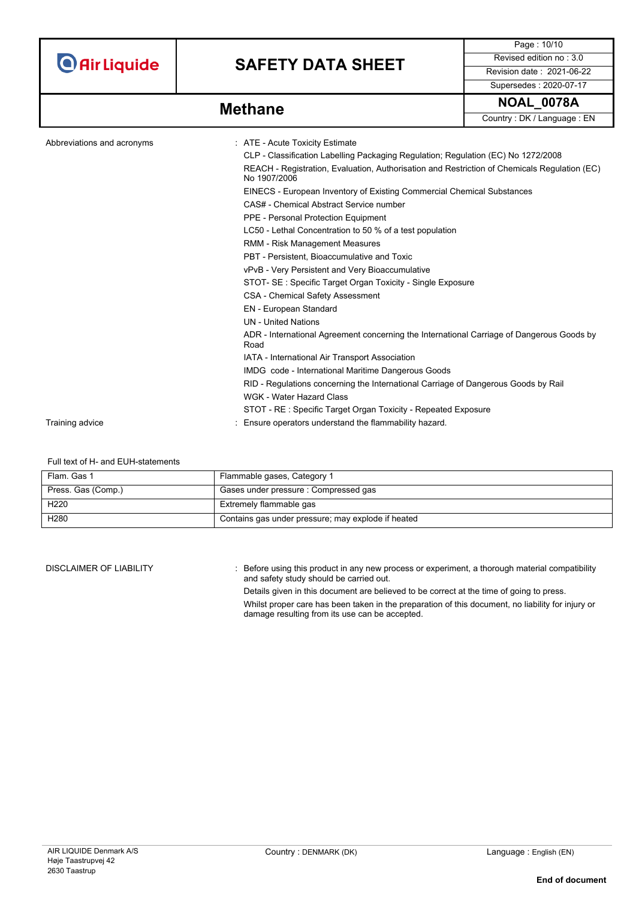Abbreviations and acronyms : ATE - Acute Toxicity Estimate

CLP - Classification Labelling Packaging Regulation; Regulation (EC) No 1272/2008

REACH - Registration, Evaluation, Authorisation and Restriction of Chemicals Regulation (EC) No 1907/2006

EINECS - European Inventory of Existing Commercial Chemical Substances

CAS# - Chemical Abstract Service number

PPE - Personal Protection Equipment

LC50 - Lethal Concentration to 50 % of a test population

RMM - Risk Management Measures

PBT - Persistent, Bioaccumulative and Toxic

vPvB - Very Persistent and Very Bioaccumulative

STOT- SE : Specific Target Organ Toxicity - Single Exposure

CSA - Chemical Safety Assessment

EN - European Standard

UN - United Nations

ADR - International Agreement concerning the International Carriage of Dangerous Goods by Road

IATA - International Air Transport Association

IMDG code - International Maritime Dangerous Goods

RID - Regulations concerning the International Carriage of Dangerous Goods by Rail

WGK - Water Hazard Class

STOT - RE : Specific Target Organ Toxicity - Repeated Exposure

Training advice : Ensure operators understand the flammability hazard.

Full text of H- and EUH-statements

| | |
|---|---|
| Flam. Gas 1 | Flammable gases, Category 1 |
| Press. Gas (Comp.) | Gases under pressure : Compressed gas |
| H220 | Extremely flammable gas |
| H280 | Contains gas under pressure; may explode if heated |

DISCLAIMER OF LIABILITY : Before using this product in any new process or experiment, a thorough material compatibility and safety study should be carried out.

Details given in this document are believed to be correct at the time of going to press.

Whilst proper care has been taken in the preparation of this document, no liability for injury or damage resulting from its use can be accepted.

AIR LIQUIDE Denmark A/S
Høje Taastrupvej 42
2630 Taastrup

Country : DENMARK (DK)

Language : English (EN)

**End of document**